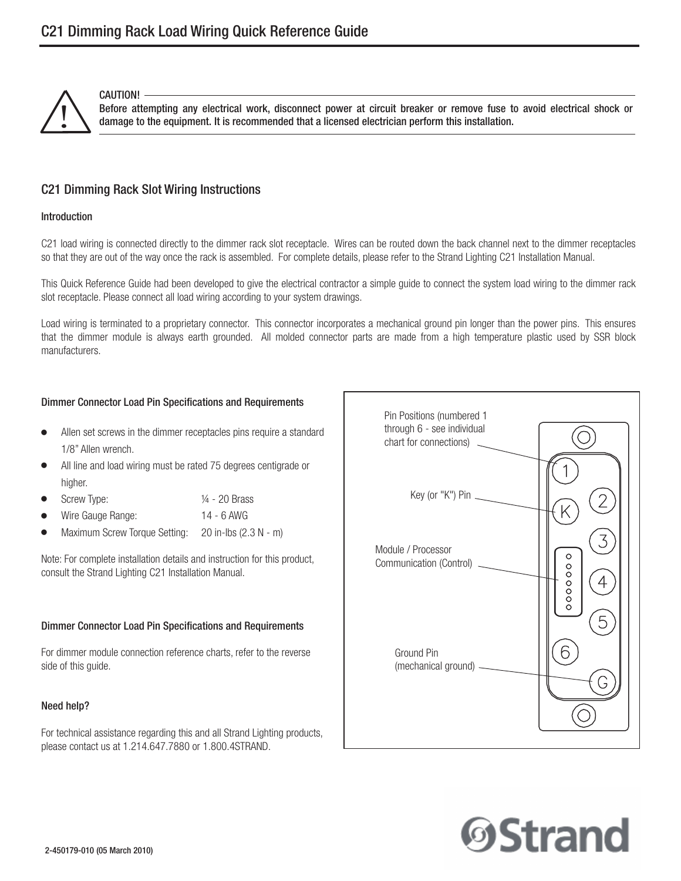# C21 Dimming Rack Load Wiring Quick Reference Guide

**CAUTION!**

**Before attempting any electrical work, disconnect power at circuit breaker or remove fuse to avoid electrical shock or damage to the equipment. It is recommended that a licensed electrician perform this installation.**

## C21 Dimming Rack Slot Wiring Instructions

### Introduction

C21 load wiring is connected directly to the dimmer rack slot receptacle. Wires can be routed down the back channel next to the dimmer receptacles so that they are out of the way once the rack is assembled. For complete details, please refer to the Strand Lighting C21 Installation Manual.

This Quick Reference Guide had been developed to give the electrical contractor a simple guide to connect the system load wiring to the dimmer rack slot receptacle. Please connect all load wiring according to your system drawings.

Load wiring is terminated to a proprietary connector. This connector incorporates a mechanical ground pin longer than the power pins. This ensures that the dimmer module is always earth grounded. All molded connector parts are made from a high temperature plastic used by SSR block manufacturers.

### Dimmer Connector Load Pin Specifications and Requirements

- Allen set screws in the dimmer receptacles pins require a standard 1/8" Allen wrench.
- All line and load wiring must be rated 75 degrees centigrade or higher.
- Screw Type: ¼ - 20 Brass
- Wire Gauge Range: 14 - 6 AWG
- Maximum Screw Torque Setting: 20 in-lbs (2.3 N - m)

Note: For complete installation details and instruction for this product, consult the Strand Lighting C21 Installation Manual.

Pin Positions (numbered 1 through 6 - see individual chart for connections)

Key (or "K") Pin

Module / Processor Communication (Control)

Ground Pin (mechanical ground)

### Dimmer Connector Load Pin Specifications and Requirements

For dimmer module connection reference charts, refer to the reverse side of this guide.

### Need help?

For technical assistance regarding this and all Strand Lighting products, please contact us at 1.214.647.7880 or 1.800.4STRAND.

2-450179-010 (05 March 2010)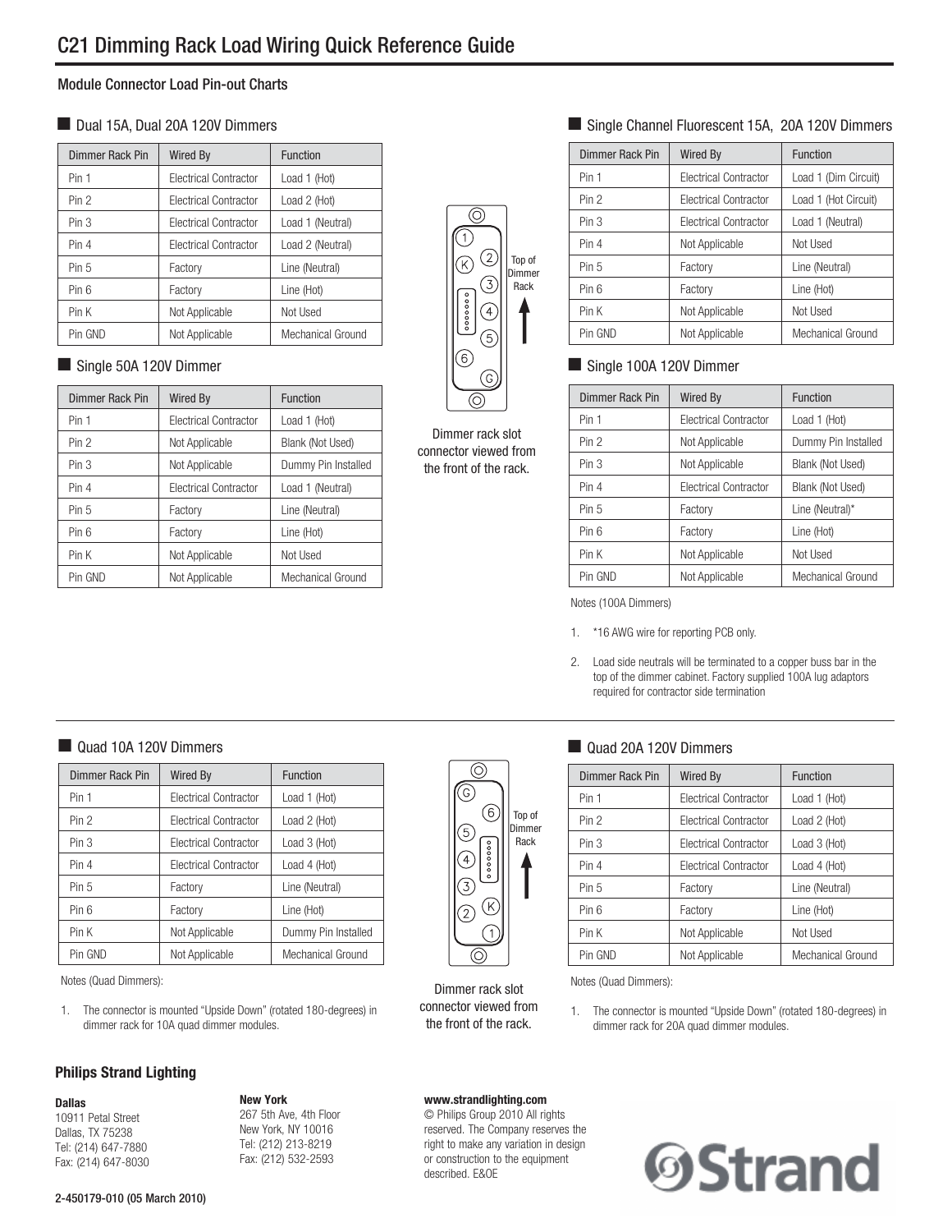# C21 Dimming Rack Load Wiring Quick Reference Guide

### Module Connector Load Pin-out Charts

#### Dual 15A, Dual 20A 120V Dimmers

| Dimmer Rack Pin | Wired By | Function |
|---|---|---|
| Pin 1 | Electrical Contractor | Load 1 (Hot) |
| Pin 2 | Electrical Contractor | Load 2 (Hot) |
| Pin 3 | Electrical Contractor | Load 1 (Neutral) |
| Pin 4 | Electrical Contractor | Load 2 (Neutral) |
| Pin 5 | Factory | Line (Neutral) |
| Pin 6 | Factory | Line (Hot) |
| Pin K | Not Applicable | Not Used |
| Pin GND | Not Applicable | Mechanical Ground |

#### Single 50A 120V Dimmer

| Dimmer Rack Pin | Wired By | Function |
|---|---|---|
| Pin 1 | Electrical Contractor | Load 1 (Hot) |
| Pin 2 | Not Applicable | Blank (Not Used) |
| Pin 3 | Not Applicable | Dummy Pin Installed |
| Pin 4 | Electrical Contractor | Load 1 (Neutral) |
| Pin 5 | Factory | Line (Neutral) |
| Pin 6 | Factory | Line (Hot) |
| Pin K | Not Applicable | Not Used |
| Pin GND | Not Applicable | Mechanical Ground |

1
K 2
3
4
5
6
G

Top of Dimmer Rack

Dimmer rack slot connector viewed from the front of the rack.

#### Single Channel Fluorescent 15A, 20A 120V Dimmers

| Dimmer Rack Pin | Wired By | Function |
|---|---|---|
| Pin 1 | Electrical Contractor | Load 1 (Dim Circuit) |
| Pin 2 | Electrical Contractor | Load 1 (Hot Circuit) |
| Pin 3 | Electrical Contractor | Load 1 (Neutral) |
| Pin 4 | Not Applicable | Not Used |
| Pin 5 | Factory | Line (Neutral) |
| Pin 6 | Factory | Line (Hot) |
| Pin K | Not Applicable | Not Used |
| Pin GND | Not Applicable | Mechanical Ground |

#### Single 100A 120V Dimmer

| Dimmer Rack Pin | Wired By | Function |
|---|---|---|
| Pin 1 | Electrical Contractor | Load 1 (Hot) |
| Pin 2 | Not Applicable | Dummy Pin Installed |
| Pin 3 | Not Applicable | Blank (Not Used) |
| Pin 4 | Electrical Contractor | Blank (Not Used) |
| Pin 5 | Factory | Line (Neutral)* |
| Pin 6 | Factory | Line (Hot) |
| Pin K | Not Applicable | Not Used |
| Pin GND | Not Applicable | Mechanical Ground |

Notes (100A Dimmers)

1. *16 AWG wire for reporting PCB only.
2. Load side neutrals will be terminated to a copper buss bar in the top of the dimmer cabinet. Factory supplied 100A lug adaptors required for contractor side termination

#### Quad 10A 120V Dimmers

| Dimmer Rack Pin | Wired By | Function |
|---|---|---|
| Pin 1 | Electrical Contractor | Load 1 (Hot) |
| Pin 2 | Electrical Contractor | Load 2 (Hot) |
| Pin 3 | Electrical Contractor | Load 3 (Hot) |
| Pin 4 | Electrical Contractor | Load 4 (Hot) |
| Pin 5 | Factory | Line (Neutral) |
| Pin 6 | Factory | Line (Hot) |
| Pin K | Not Applicable | Dummy Pin Installed |
| Pin GND | Not Applicable | Mechanical Ground |

Notes (Quad Dimmers):

1. The connector is mounted "Upside Down" (rotated 180-degrees) in dimmer rack for 10A quad dimmer modules.

G
6
5
4
3
2 K
1

Top of Dimmer Rack

Dimmer rack slot connector viewed from the front of the rack.

#### Quad 20A 120V Dimmers

| Dimmer Rack Pin | Wired By | Function |
|---|---|---|
| Pin 1 | Electrical Contractor | Load 1 (Hot) |
| Pin 2 | Electrical Contractor | Load 2 (Hot) |
| Pin 3 | Electrical Contractor | Load 3 (Hot) |
| Pin 4 | Electrical Contractor | Load 4 (Hot) |
| Pin 5 | Factory | Line (Neutral) |
| Pin 6 | Factory | Line (Hot) |
| Pin K | Not Applicable | Not Used |
| Pin GND | Not Applicable | Mechanical Ground |

Notes (Quad Dimmers):

1. The connector is mounted "Upside Down" (rotated 180-degrees) in dimmer rack for 20A quad dimmer modules.

**Philips Strand Lighting**

**Dallas**
10911 Petal Street
Dallas, TX 75238
Tel: (214) 647-7880
Fax: (214) 647-8030

**New York**
267 5th Ave, 4th Floor
New York, NY 10016
Tel: (212) 213-8219
Fax: (212) 532-2593

**www.strandlighting.com**
© Philips Group 2010 All rights reserved. The Company reserves the right to make any variation in design or construction to the equipment described. E&OE

Strand

**2-450179-010 (05 March 2010)**